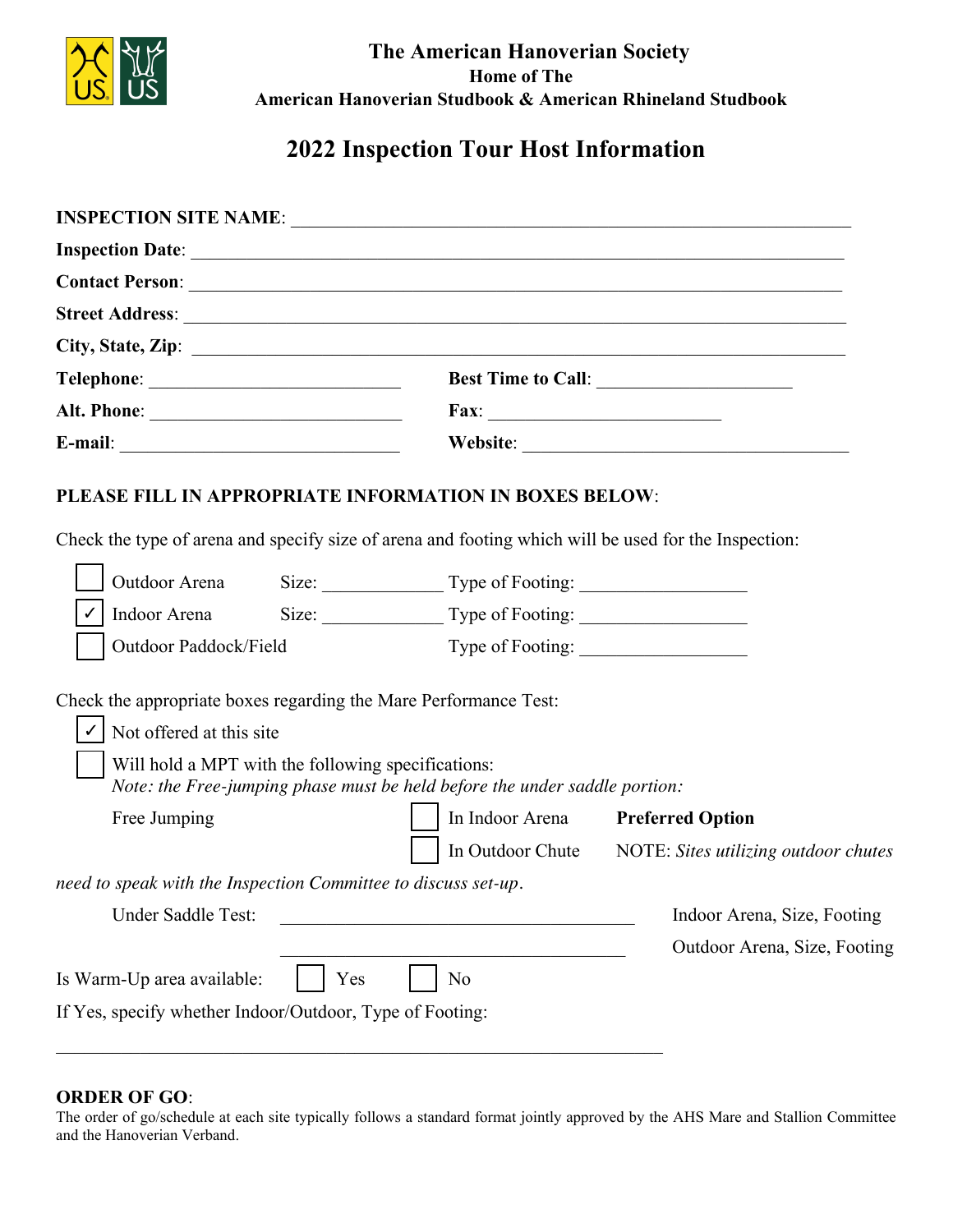**The American Hanoverian Society**
**Home of The**
**American Hanoverian Studbook & American Rhineland Studbook**

# 2022 Inspection Tour Host Information

**INSPECTION SITE NAME**: ______________________________

**Inspection Date**: ______________________________

**Contact Person**: ______________________________

**Street Address**: ______________________________

**City, State, Zip**: ______________________________

**Telephone**: ____________________ **Best Time to Call**: ____________________

**Alt. Phone**: ____________________ **Fax**: ____________________

**E-mail**: ____________________ **Website**: ____________________

**PLEASE FILL IN APPROPRIATE INFORMATION IN BOXES BELOW**:

Check the type of arena and specify size of arena and footing which will be used for the Inspection:

- ☐ Outdoor Arena Size: __________ Type of Footing: ______________
- ☑ Indoor Arena Size: __________ Type of Footing: ______________
- ☐ Outdoor Paddock/Field Type of Footing: ______________

Check the appropriate boxes regarding the Mare Performance Test:

- ☑ Not offered at this site
- ☐ Will hold a MPT with the following specifications:
  *Note: the Free-jumping phase must be held before the under saddle portion:*

Free Jumping ☐ In Indoor Arena **Preferred Option**

☐ In Outdoor Chute NOTE: *Sites utilizing outdoor chutes need to speak with the Inspection Committee to discuss set-up*.

Under Saddle Test: ______________________________ Indoor Arena, Size, Footing

______________________________ Outdoor Arena, Size, Footing

Is Warm-Up area available: ☐ Yes ☐ No

If Yes, specify whether Indoor/Outdoor, Type of Footing:

______________________________

**ORDER OF GO**:
The order of go/schedule at each site typically follows a standard format jointly approved by the AHS Mare and Stallion Committee and the Hanoverian Verband.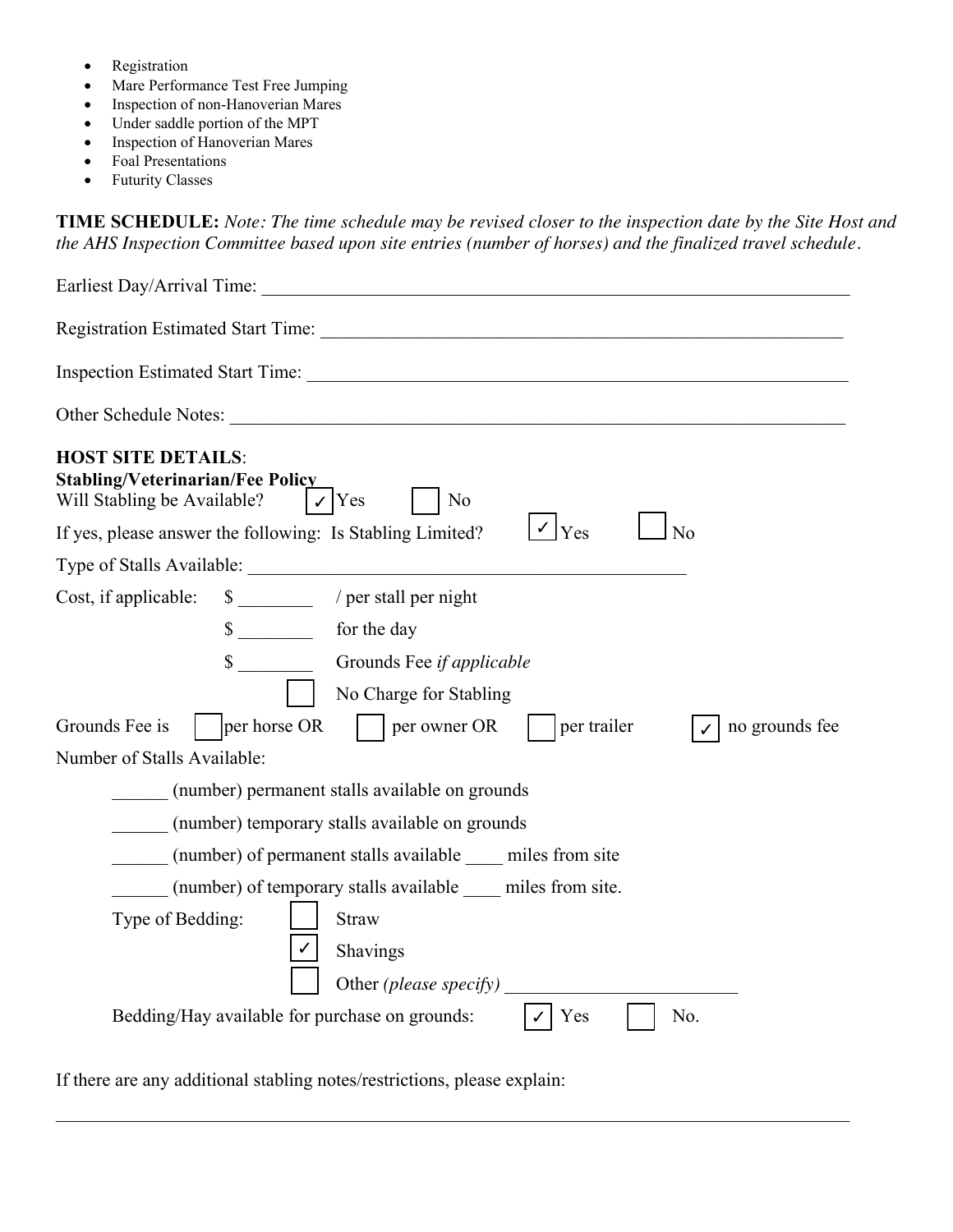- Registration
- Mare Performance Test Free Jumping
- Inspection of non-Hanoverian Mares
- Under saddle portion of the MPT
- Inspection of Hanoverian Mares
- Foal Presentations
- Futurity Classes

**TIME SCHEDULE:** *Note: The time schedule may be revised closer to the inspection date by the Site Host and the AHS Inspection Committee based upon site entries (number of horses) and the finalized travel schedule.*

Earliest Day/Arrival Time: ______________________________________________________________

Registration Estimated Start Time: ________________________________________________________

Inspection Estimated Start Time: __________________________________________________________

Other Schedule Notes: _________________________________________________________________

**HOST SITE DETAILS**:

**Stabling/Veterinarian/Fee Policy**

Will Stabling be Available? ☑ Yes ☐ No

If yes, please answer the following: Is Stabling Limited? ☑ Yes ☐ No

Type of Stalls Available: _____________________________________________

Cost, if applicable: $ ________ / per stall per night

$ ________ for the day

$ ________ Grounds Fee *if applicable*

☐ No Charge for Stabling

Grounds Fee is ☐ per horse OR ☐ per owner OR ☐ per trailer ☑ no grounds fee

Number of Stalls Available:

______ (number) permanent stalls available on grounds

______ (number) temporary stalls available on grounds

______ (number) of permanent stalls available ____ miles from site

______ (number) of temporary stalls available ____ miles from site.

Type of Bedding: ☐ Straw

☑ Shavings

☐ Other *(please specify)* ________________________

Bedding/Hay available for purchase on grounds: ☑ Yes ☐ No.

If there are any additional stabling notes/restrictions, please explain:

_____________________________________________________________________________________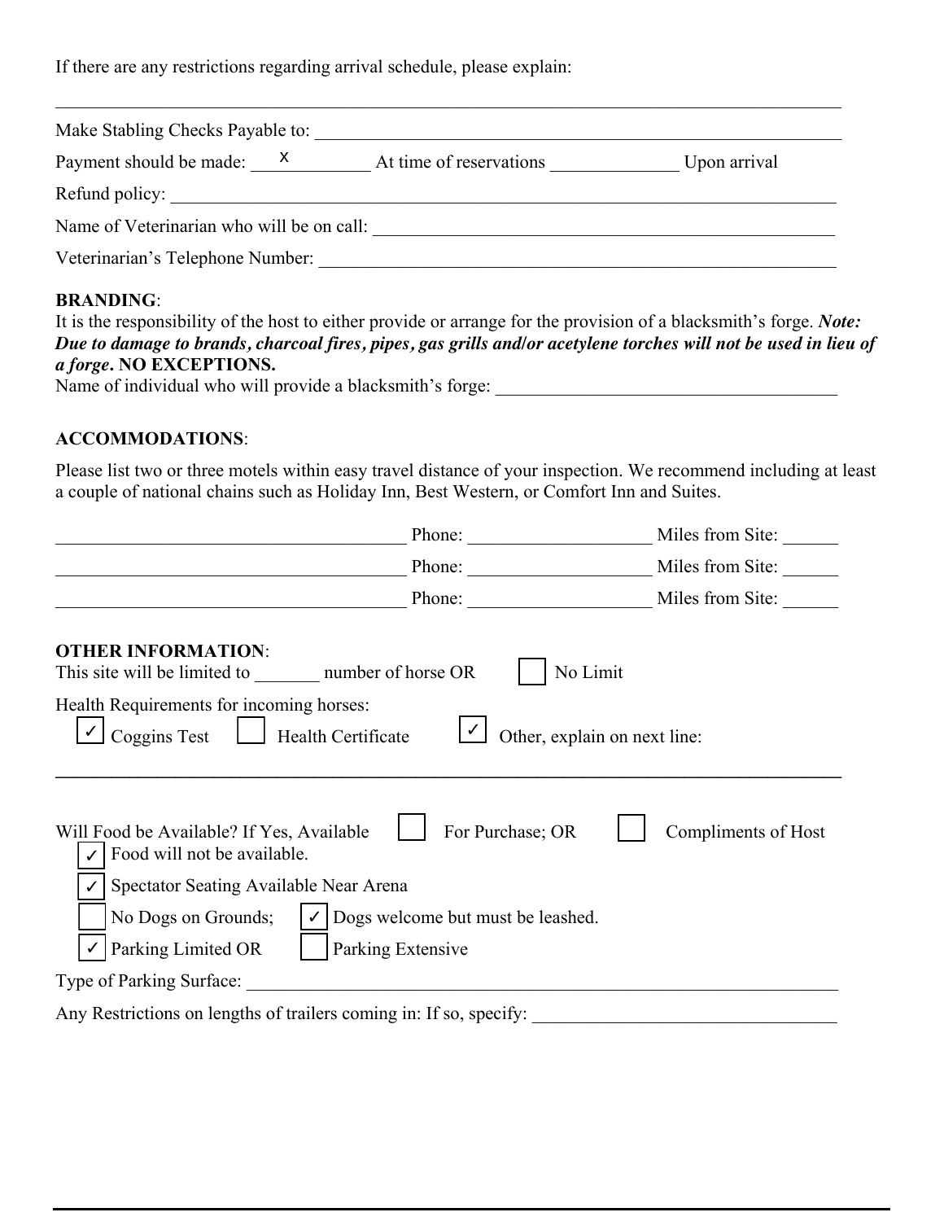If there are any restrictions regarding arrival schedule, please explain:

______________________________________________________________________________

Make Stabling Checks Payable to: ______________________________________________

Payment should be made: \_\_\_\_X\_\_\_\_\_\_\_\_\_ At time of reservations \_\_\_\_\_\_\_\_\_\_\_\_\_\_ Upon arrival

Refund policy: _______________________________________________________________

Name of Veterinarian who will be on call: ______________________________________

Veterinarian's Telephone Number: _____________________________________________

**BRANDING**:
It is the responsibility of the host to either provide or arrange for the provision of a blacksmith's forge. ***Note: Due to damage to brands, charcoal fires, pipes, gas grills and/or acetylene torches will not be used in lieu of a forge*. NO EXCEPTIONS.**
Name of individual who will provide a blacksmith's forge: ____________________________

**ACCOMMODATIONS**:

Please list two or three motels within easy travel distance of your inspection. We recommend including at least a couple of national chains such as Holiday Inn, Best Western, or Comfort Inn and Suites.

______________________________ Phone: ________________ Miles from Site: ______
______________________________ Phone: ________________ Miles from Site: ______
______________________________ Phone: ________________ Miles from Site: ______

**OTHER INFORMATION**:
This site will be limited to _______ number of horse OR ☐ No Limit

Health Requirements for incoming horses:
☑ Coggins Test ☐ Health Certificate ☑ Other, explain on next line:

______________________________________________________________________________

Will Food be Available? If Yes, Available ☐ For Purchase; OR ☐ Compliments of Host
☑ Food will not be available.
☑ Spectator Seating Available Near Arena
☐ No Dogs on Grounds; ☑ Dogs welcome but must be leashed.
☑ Parking Limited OR ☐ Parking Extensive

Type of Parking Surface: ________________________________________________________

Any Restrictions on lengths of trailers coming in: If so, specify: _______________________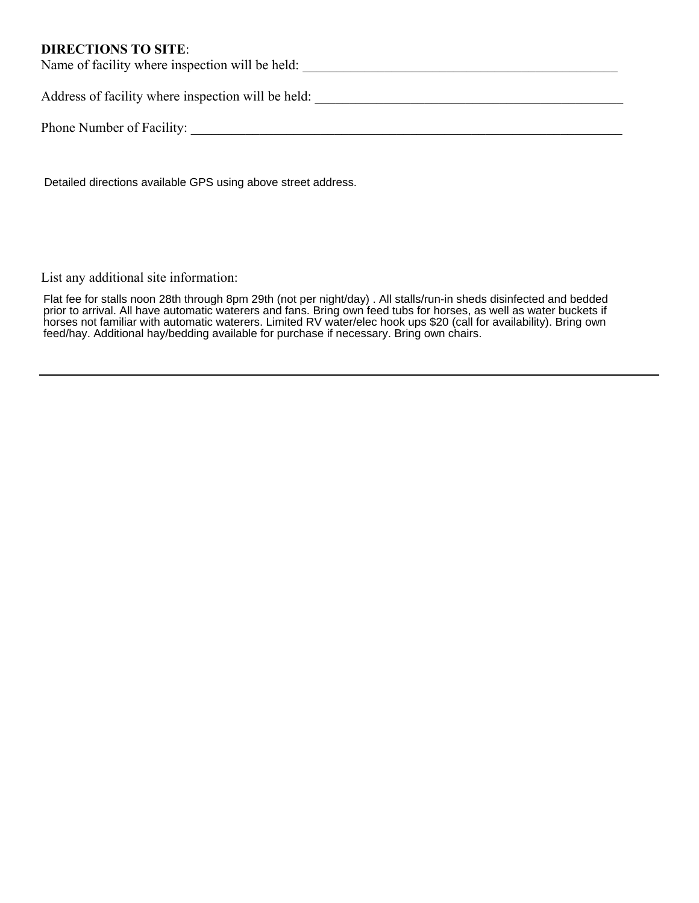**DIRECTIONS TO SITE**:

Name of facility where inspection will be held: _______________________________________________

Address of facility where inspection will be held: _______________________________________________

Phone Number of Facility: _______________________________________________________________

Detailed directions available GPS using above street address.

List any additional site information:

Flat fee for stalls noon 28th through 8pm 29th (not per night/day) . All stalls/run-in sheds disinfected and bedded prior to arrival. All have automatic waterers and fans. Bring own feed tubs for horses, as well as water buckets if horses not familiar with automatic waterers. Limited RV water/elec hook ups $20 (call for availability). Bring own feed/hay. Additional hay/bedding available for purchase if necessary. Bring own chairs.

---